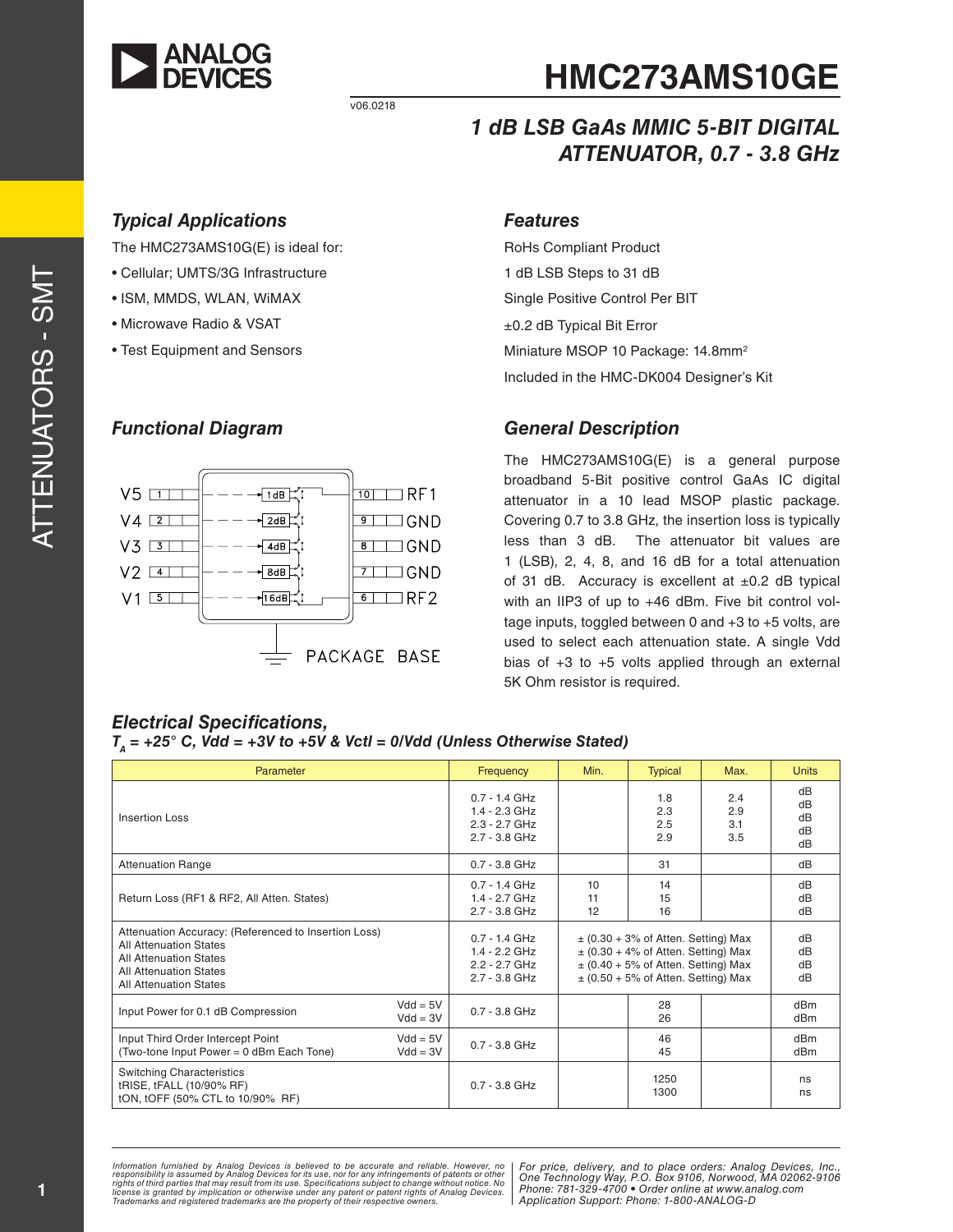# HMC273AMS10GE

v06.0218

## 1 dB LSB GaAs MMIC 5-BIT DIGITAL ATTENUATOR, 0.7 - 3.8 GHz

### Typical Applications

The HMC273AMS10G(E) is ideal for:

- Cellular; UMTS/3G Infrastructure
- ISM, MMDS, WLAN, WiMAX
- Microwave Radio & VSAT
- Test Equipment and Sensors

### Features

RoHs Compliant Product

1 dB LSB Steps to 31 dB

Single Positive Control Per BIT

±0.2 dB Typical Bit Error

Miniature MSOP 10 Package: 14.8mm²

Included in the HMC-DK004 Designer's Kit

### Functional Diagram

V5 1 — 1dB — 10 RF1
V4 2 — 2dB — 9 GND
V3 3 — 4dB — 8 GND
V2 4 — 8dB — 7 GND
V1 5 — 16dB — 6 RF2

PACKAGE BASE

### General Description

The HMC273AMS10G(E) is a general purpose broadband 5-Bit positive control GaAs IC digital attenuator in a 10 lead MSOP plastic package. Covering 0.7 to 3.8 GHz, the insertion loss is typically less than 3 dB. The attenuator bit values are 1 (LSB), 2, 4, 8, and 16 dB for a total attenuation of 31 dB. Accuracy is excellent at ±0.2 dB typical with an IIP3 of up to +46 dBm. Five bit control voltage inputs, toggled between 0 and +3 to +5 volts, are used to select each attenuation state. A single Vdd bias of +3 to +5 volts applied through an external 5K Ohm resistor is required.

### Electrical Specifications,

***$T_A$ = +25° C, Vdd = +3V to +5V & Vctl = 0/Vdd (Unless Otherwise Stated)***

| Parameter | | Frequency | Min. | Typical | Max. | Units |
|---|---|---|---|---|---|---|
| Insertion Loss | | 0.7 - 1.4 GHz<br>1.4 - 2.3 GHz<br>2.3 - 2.7 GHz<br>2.7 - 3.8 GHz | | 1.8<br>2.3<br>2.5<br>2.9 | 2.4<br>2.9<br>3.1<br>3.5 | dB<br>dB<br>dB<br>dB<br>dB |
| Attenuation Range | | 0.7 - 3.8 GHz | | 31 | | dB |
| Return Loss (RF1 & RF2, All Atten. States) | | 0.7 - 1.4 GHz<br>1.4 - 2.7 GHz<br>2.7 - 3.8 GHz | 10<br>11<br>12 | 14<br>15<br>16 | | dB<br>dB<br>dB |
| Attenuation Accuracy: (Referenced to Insertion Loss)<br>All Attenuation States<br>All Attenuation States<br>All Attenuation States<br>All Attenuation States | | 0.7 - 1.4 GHz<br>1.4 - 2.2 GHz<br>2.2 - 2.7 GHz<br>2.7 - 3.8 GHz | ± (0.30 + 3% of Atten. Setting) Max<br>± (0.30 + 4% of Atten. Setting) Max<br>± (0.40 + 5% of Atten. Setting) Max<br>± (0.50 + 5% of Atten. Setting) Max | | | dB<br>dB<br>dB<br>dB |
| Input Power for 0.1 dB Compression | Vdd = 5V<br>Vdd = 3V | 0.7 - 3.8 GHz | | 28<br>26 | | dBm<br>dBm |
| Input Third Order Intercept Point<br>(Two-tone Input Power = 0 dBm Each Tone) | Vdd = 5V<br>Vdd = 3V | 0.7 - 3.8 GHz | | 46<br>45 | | dBm<br>dBm |
| Switching Characteristics<br>tRISE, tFALL (10/90% RF)<br>tON, tOFF (50% CTL to 10/90% RF) | | 0.7 - 3.8 GHz | | 1250<br>1300 | | ns<br>ns |

*Information furnished by Analog Devices is believed to be accurate and reliable. However, no responsibility is assumed by Analog Devices for its use, nor for any infringements of patents or other rights of third parties that may result from its use. Specifications subject to change without notice. No license is granted by implication or otherwise under any patent or patent rights of Analog Devices. Trademarks and registered trademarks are the property of their respective owners.*

*For price, delivery, and to place orders: Analog Devices, Inc., One Technology Way, P.O. Box 9106, Norwood, MA 02062-9106 Phone: 781-329-4700 • Order online at www.analog.com Application Support: Phone: 1-800-ANALOG-D*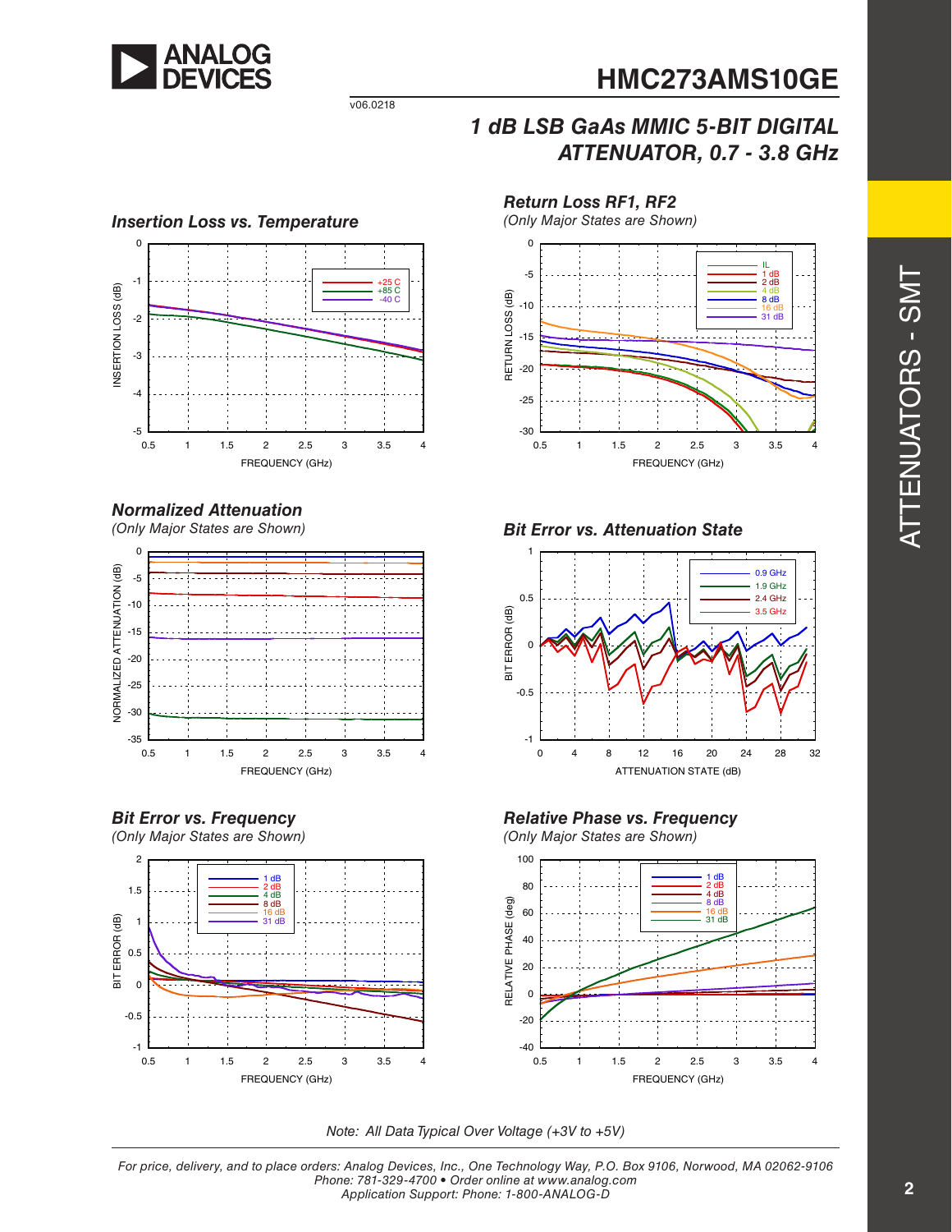## Insertion Loss vs. Temperature

## Return Loss RF1, RF2

*(Only Major States are Shown)*

## Normalized Attenuation

*(Only Major States are Shown)*

## Bit Error vs. Attenuation State

## Bit Error vs. Frequency

*(Only Major States are Shown)*

## Relative Phase vs. Frequency

*(Only Major States are Shown)*

*Note: All Data Typical Over Voltage (+3V to +5V)*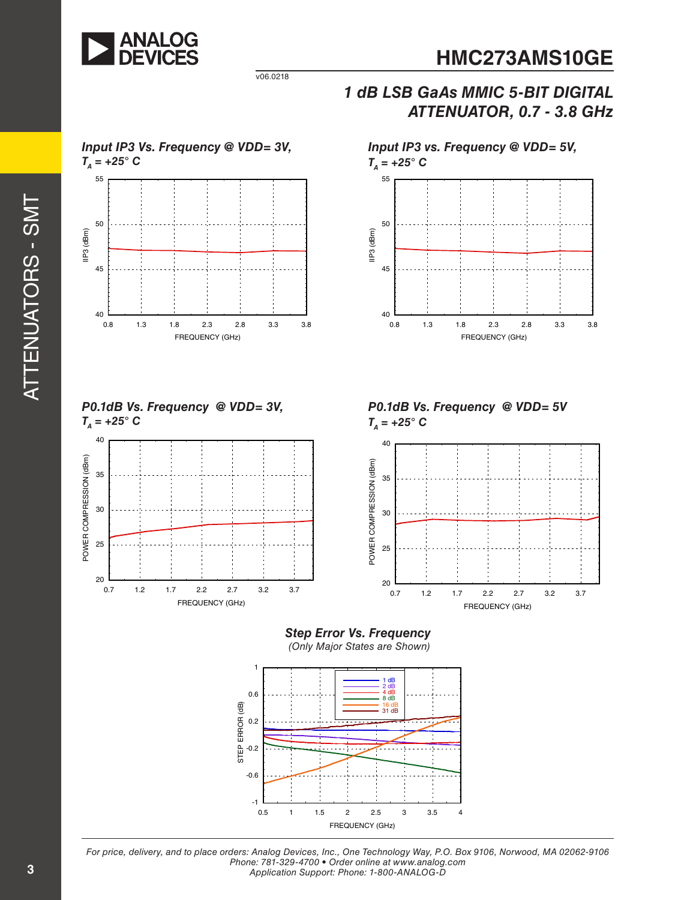# HMC273AMS10GE

## 1 dB LSB GaAs MMIC 5-BIT DIGITAL ATTENUATOR, 0.7 - 3.8 GHz

v06.0218

### *Input IP3 Vs. Frequency @ VDD= 3V, $T_A$ = +25° C*

IIP3 (dBm)

55
50
45
40

0.8 1.3 1.8 2.3 2.8 3.3 3.8

FREQUENCY (GHz)

### *Input IP3 vs. Frequency @ VDD= 5V, $T_A$ = +25° C*

IIP3 (dBm)

55
50
45
40

0.8 1.3 1.8 2.3 2.8 3.3 3.8

FREQUENCY (GHz)

### *P0.1dB Vs. Frequency @ VDD= 3V, $T_A$ = +25° C*

POWER COMPRESSION (dBm)

40
35
30
25
20

0.7 1.2 1.7 2.2 2.7 3.2 3.7

FREQUENCY (GHz)

### *P0.1dB Vs. Frequency @ VDD= 5V $T_A$ = +25° C*

POWER COMPRESSION (dBm)

40
35
30
25
20

0.7 1.2 1.7 2.2 2.7 3.2 3.7

FREQUENCY (GHz)

### *Step Error Vs. Frequency*

*(Only Major States are Shown)*

STEP ERROR (dB)

1
0.6
0.2
-0.2
-0.6
-1

0.5 1 1.5 2 2.5 3 3.5 4

FREQUENCY (GHz)

1 dB
2 dB
4 dB
8 dB
16 dB
31 dB

*For price, delivery, and to place orders: Analog Devices, Inc., One Technology Way, P.O. Box 9106, Norwood, MA 02062-9106*
*Phone: 781-329-4700 • Order online at www.analog.com*
*Application Support: Phone: 1-800-ANALOG-D*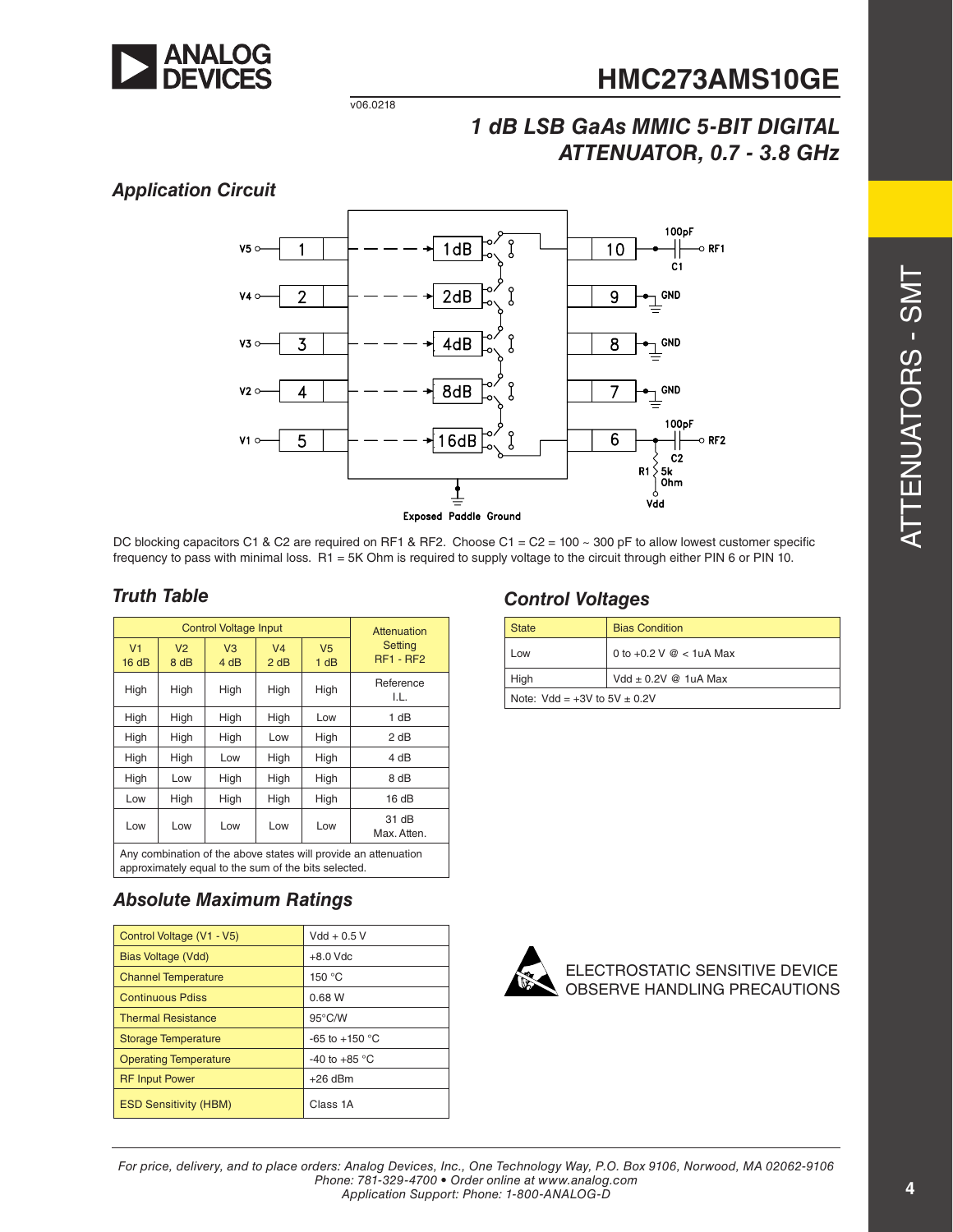# HMC273AMS10GE

v06.0218

## 1 dB LSB GaAs MMIC 5-BIT DIGITAL ATTENUATOR, 0.7 - 3.8 GHz

### Application Circuit

DC blocking capacitors C1 & C2 are required on RF1 & RF2. Choose C1 = C2 = 100 ~ 300 pF to allow lowest customer specific frequency to pass with minimal loss. R1 = 5K Ohm is required to supply voltage to the circuit through either PIN 6 or PIN 10.

### Truth Table

| Control Voltage Input | | | | | Attenuation Setting RF1 - RF2 |
|---|---|---|---|---|---|
| V1 16 dB | V2 8 dB | V3 4 dB | V4 2 dB | V5 1 dB | |
| High | High | High | High | High | Reference I.L. |
| High | High | High | High | Low | 1 dB |
| High | High | High | Low | High | 2 dB |
| High | High | Low | High | High | 4 dB |
| High | Low | High | High | High | 8 dB |
| Low | High | High | High | High | 16 dB |
| Low | Low | Low | Low | Low | 31 dB Max. Atten. |

Any combination of the above states will provide an attenuation approximately equal to the sum of the bits selected.

### Control Voltages

| State | Bias Condition |
|---|---|
| Low | 0 to +0.2 V @ < 1uA Max |
| High | Vdd ± 0.2V @ 1uA Max |

Note: Vdd = +3V to 5V ± 0.2V

### Absolute Maximum Ratings

| | |
|---|---|
| Control Voltage (V1 - V5) | Vdd + 0.5 V |
| Bias Voltage (Vdd) | +8.0 Vdc |
| Channel Temperature | 150 °C |
| Continuous Pdiss | 0.68 W |
| Thermal Resistance | 95°C/W |
| Storage Temperature | -65 to +150 °C |
| Operating Temperature | -40 to +85 °C |
| RF Input Power | +26 dBm |
| ESD Sensitivity (HBM) | Class 1A |

ELECTROSTATIC SENSITIVE DEVICE
OBSERVE HANDLING PRECAUTIONS

*For price, delivery, and to place orders: Analog Devices, Inc., One Technology Way, P.O. Box 9106, Norwood, MA 02062-9106*
*Phone: 781-329-4700 • Order online at www.analog.com*
*Application Support: Phone: 1-800-ANALOG-D*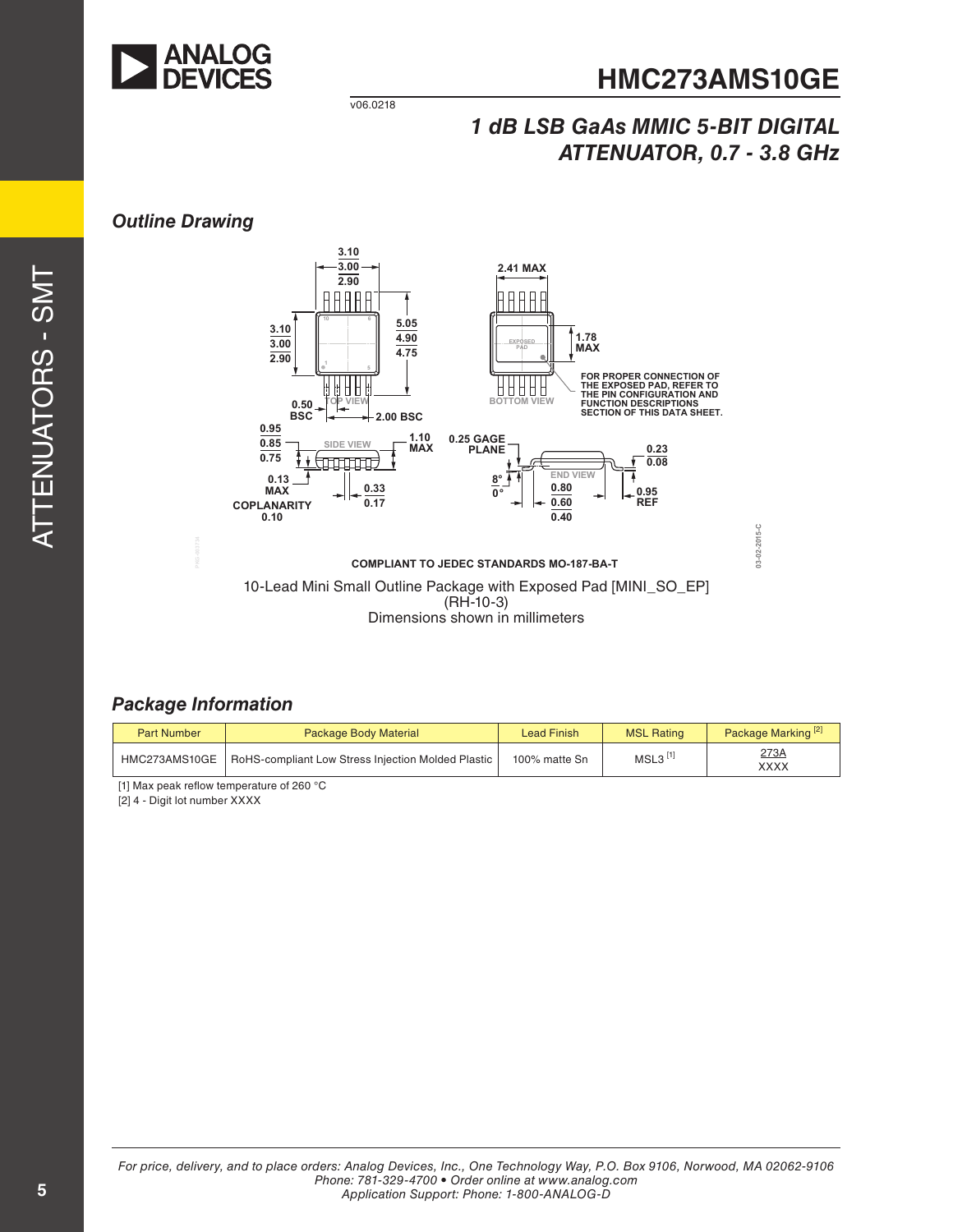## Outline Drawing

FOR PROPER CONNECTION OF THE EXPOSED PAD, REFER TO THE PIN CONFIGURATION AND FUNCTION DESCRIPTIONS SECTION OF THIS DATA SHEET.

COMPLIANT TO JEDEC STANDARDS MO-187-BA-T

10-Lead Mini Small Outline Package with Exposed Pad [MINI_SO_EP]
(RH-10-3)
Dimensions shown in millimeters

## Package Information

| Part Number | Package Body Material | Lead Finish | MSL Rating | Package Marking [2] |
|---|---|---|---|---|
| HMC273AMS10GE | RoHS-compliant Low Stress Injection Molded Plastic | 100% matte Sn | MSL3 [1] | 273A<br>XXXX |

[1] Max peak reflow temperature of 260 °C

[2] 4 - Digit lot number XXXX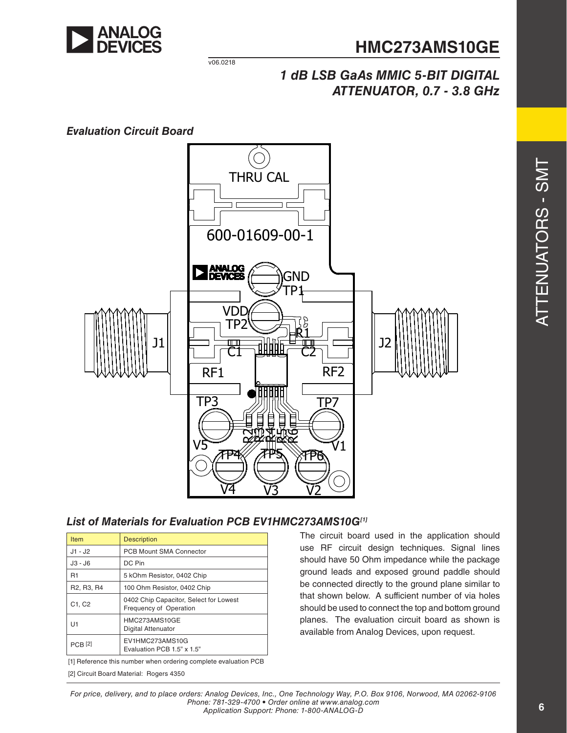# HMC273AMS10GE

v06.0218

## 1 dB LSB GaAs MMIC 5-BIT DIGITAL ATTENUATOR, 0.7 - 3.8 GHz

### Evaluation Circuit Board

THRU CAL

600-01609-00-1

GND
TP1
VDD
TP2
R1
J1
C1
C2
J2
RF1
RF2
TP3
TP7
R2
R3
R4
R5
R6
V5
V1
TP4
TP5
TP6
V4
V3
V2

### List of Materials for Evaluation PCB EV1HMC273AMS10G[1]

| Item | Description |
|---|---|
| J1 - J2 | PCB Mount SMA Connector |
| J3 - J6 | DC Pin |
| R1 | 5 kOhm Resistor, 0402 Chip |
| R2, R3, R4 | 100 Ohm Resistor, 0402 Chip |
| C1, C2 | 0402 Chip Capacitor, Select for Lowest Frequency of Operation |
| U1 | HMC273AMS10GE Digital Attenuator |
| PCB [2] | EV1HMC273AMS10G Evaluation PCB 1.5" x 1.5" |

[1] Reference this number when ordering complete evaluation PCB

[2] Circuit Board Material: Rogers 4350

The circuit board used in the application should use RF circuit design techniques. Signal lines should have 50 Ohm impedance while the package ground leads and exposed ground paddle should be connected directly to the ground plane similar to that shown below. A sufficient number of via holes should be used to connect the top and bottom ground planes. The evaluation circuit board as shown is available from Analog Devices, upon request.